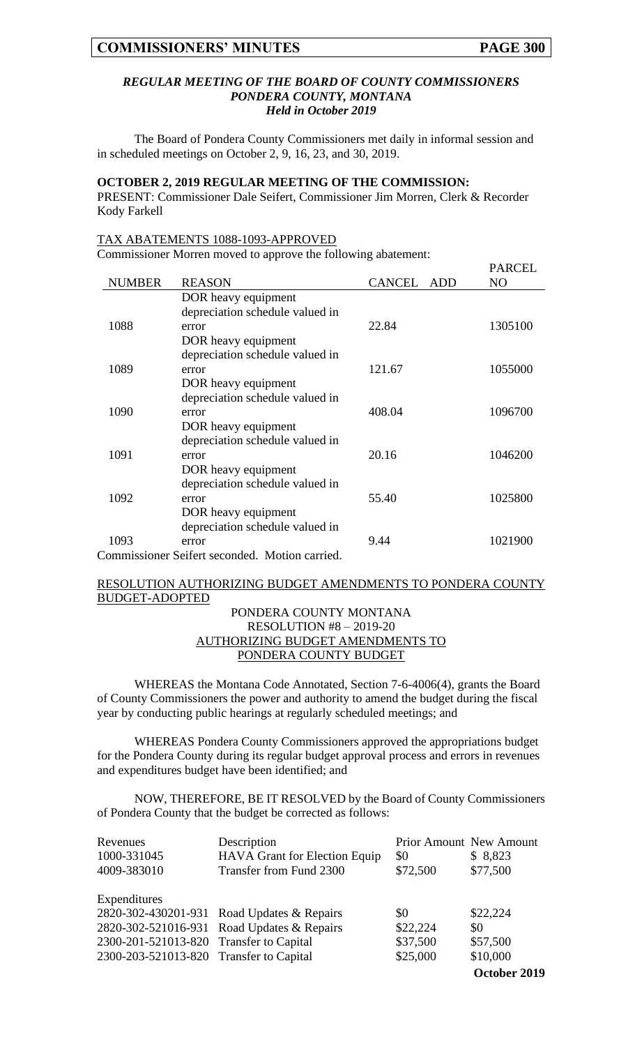### *REGULAR MEETING OF THE BOARD OF COUNTY COMMISSIONERS*
### *PONDERA COUNTY, MONTANA*
### *Held in October 2019*

The Board of Pondera County Commissioners met daily in informal session and in scheduled meetings on October 2, 9, 16, 23, and 30, 2019.

**OCTOBER 2, 2019 REGULAR MEETING OF THE COMMISSION:**

PRESENT: Commissioner Dale Seifert, Commissioner Jim Morren, Clerk & Recorder Kody Farkell

TAX ABATEMENTS 1088-1093-APPROVED

Commissioner Morren moved to approve the following abatement:

| NUMBER | REASON | CANCEL | ADD | PARCEL NO |
|---|---|---|---|---|
| 1088 | DOR heavy equipment depreciation schedule valued in error | 22.84 | | 1305100 |
| 1089 | DOR heavy equipment depreciation schedule valued in error | 121.67 | | 1055000 |
| 1090 | DOR heavy equipment depreciation schedule valued in error | 408.04 | | 1096700 |
| 1091 | DOR heavy equipment depreciation schedule valued in error | 20.16 | | 1046200 |
| 1092 | DOR heavy equipment depreciation schedule valued in error | 55.40 | | 1025800 |
| 1093 | DOR heavy equipment depreciation schedule valued in error | 9.44 | | 1021900 |

Commissioner Seifert seconded. Motion carried.

RESOLUTION AUTHORIZING BUDGET AMENDMENTS TO PONDERA COUNTY BUDGET-ADOPTED

PONDERA COUNTY MONTANA
RESOLUTION #8 – 2019-20
AUTHORIZING BUDGET AMENDMENTS TO
PONDERA COUNTY BUDGET

WHEREAS the Montana Code Annotated, Section 7-6-4006(4), grants the Board of County Commissioners the power and authority to amend the budget during the fiscal year by conducting public hearings at regularly scheduled meetings; and

WHEREAS Pondera County Commissioners approved the appropriations budget for the Pondera County during its regular budget approval process and errors in revenues and expenditures budget have been identified; and

NOW, THEREFORE, BE IT RESOLVED by the Board of County Commissioners of Pondera County that the budget be corrected as follows:

| Revenues | Description | Prior Amount | New Amount |
|---|---|---|---|
| 1000-331045 | HAVA Grant for Election Equip | $0 | $ 8,823 |
| 4009-383010 | Transfer from Fund 2300 | $72,500 | $77,500 |
| **Expenditures** | | | |
| 2820-302-430201-931 | Road Updates & Repairs | $0 | $22,224 |
| 2820-302-521016-931 | Road Updates & Repairs | $22,224 | $0 |
| 2300-201-521013-820 | Transfer to Capital | $37,500 | $57,500 |
| 2300-203-521013-820 | Transfer to Capital | $25,000 | $10,000 |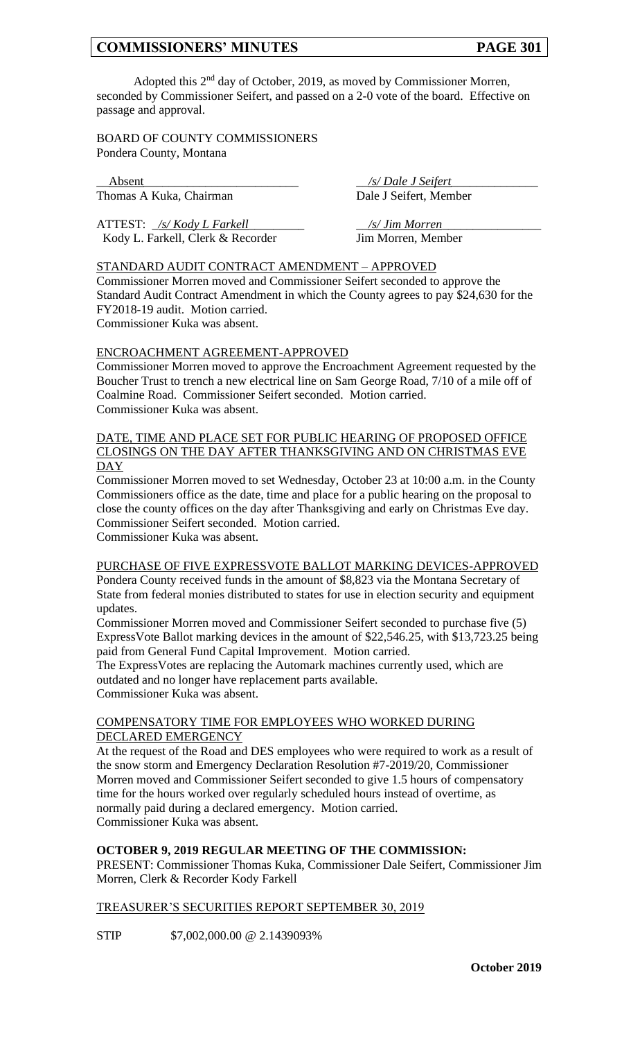Adopted this 2nd day of October, 2019, as moved by Commissioner Morren, seconded by Commissioner Seifert, and passed on a 2-0 vote of the board. Effective on passage and approval.

BOARD OF COUNTY COMMISSIONERS
Pondera County, Montana

| | |
|---|---|
| Absent | */s/ Dale J Seifert* |
| Thomas A Kuka, Chairman | Dale J Seifert, Member |
| ATTEST: */s/ Kody L Farkell* | */s/ Jim Morren* |
| Kody L. Farkell, Clerk & Recorder | Jim Morren, Member |

STANDARD AUDIT CONTRACT AMENDMENT – APPROVED

Commissioner Morren moved and Commissioner Seifert seconded to approve the Standard Audit Contract Amendment in which the County agrees to pay $24,630 for the FY2018-19 audit. Motion carried.
Commissioner Kuka was absent.

ENCROACHMENT AGREEMENT-APPROVED

Commissioner Morren moved to approve the Encroachment Agreement requested by the Boucher Trust to trench a new electrical line on Sam George Road, 7/10 of a mile off of Coalmine Road. Commissioner Seifert seconded. Motion carried.
Commissioner Kuka was absent.

DATE, TIME AND PLACE SET FOR PUBLIC HEARING OF PROPOSED OFFICE CLOSINGS ON THE DAY AFTER THANKSGIVING AND ON CHRISTMAS EVE DAY

Commissioner Morren moved to set Wednesday, October 23 at 10:00 a.m. in the County Commissioners office as the date, time and place for a public hearing on the proposal to close the county offices on the day after Thanksgiving and early on Christmas Eve day. Commissioner Seifert seconded. Motion carried.
Commissioner Kuka was absent.

PURCHASE OF FIVE EXPRESSVOTE BALLOT MARKING DEVICES-APPROVED

Pondera County received funds in the amount of $8,823 via the Montana Secretary of State from federal monies distributed to states for use in election security and equipment updates.

Commissioner Morren moved and Commissioner Seifert seconded to purchase five (5) ExpressVote Ballot marking devices in the amount of $22,546.25, with $13,723.25 being paid from General Fund Capital Improvement. Motion carried.

The ExpressVotes are replacing the Automark machines currently used, which are outdated and no longer have replacement parts available.
Commissioner Kuka was absent.

COMPENSATORY TIME FOR EMPLOYEES WHO WORKED DURING DECLARED EMERGENCY

At the request of the Road and DES employees who were required to work as a result of the snow storm and Emergency Declaration Resolution #7-2019/20, Commissioner Morren moved and Commissioner Seifert seconded to give 1.5 hours of compensatory time for the hours worked over regularly scheduled hours instead of overtime, as normally paid during a declared emergency. Motion carried.
Commissioner Kuka was absent.

**OCTOBER 9, 2019 REGULAR MEETING OF THE COMMISSION:**

PRESENT: Commissioner Thomas Kuka, Commissioner Dale Seifert, Commissioner Jim Morren, Clerk & Recorder Kody Farkell

TREASURER'S SECURITIES REPORT SEPTEMBER 30, 2019

STIP $7,002,000.00 @ 2.1439093%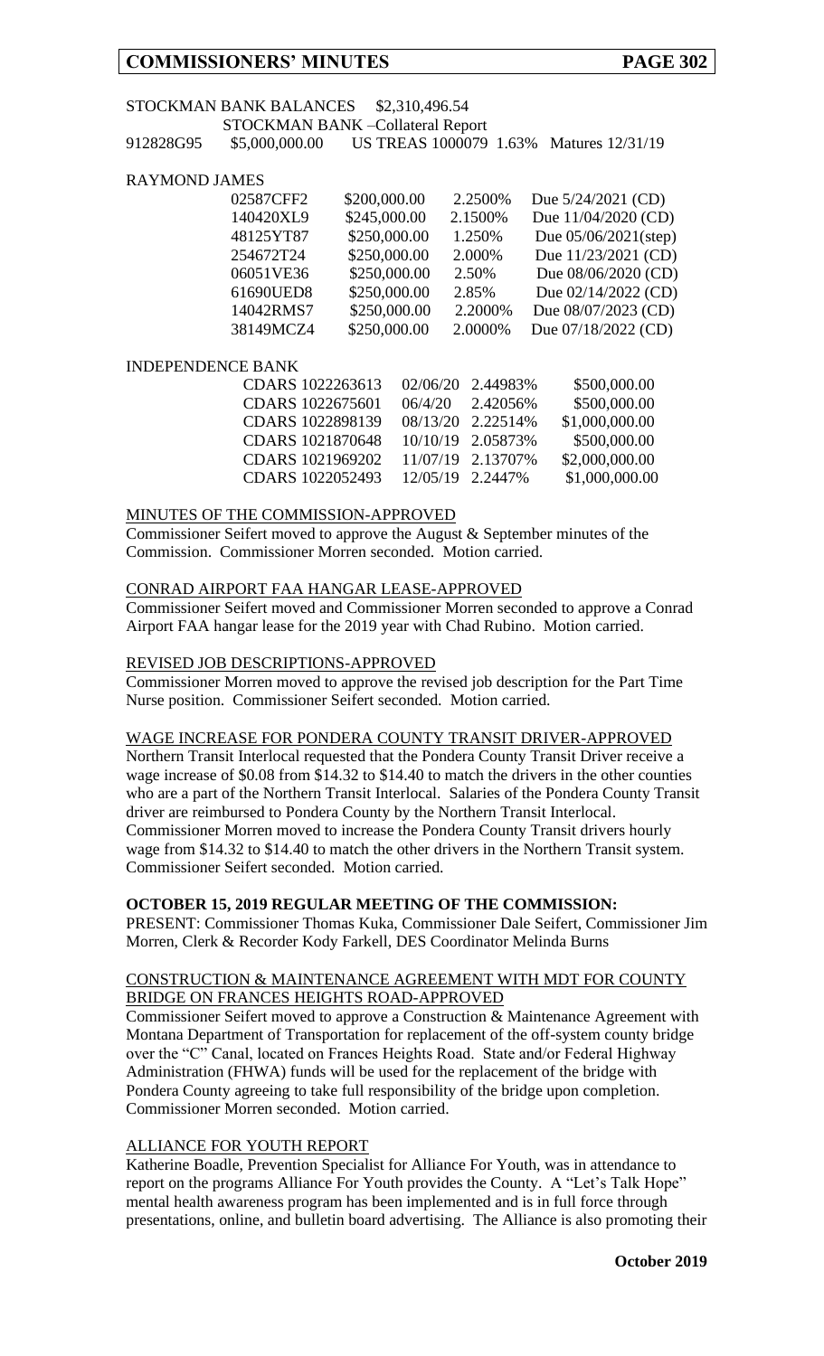STOCKMAN BANK BALANCES $2,310,496.54

STOCKMAN BANK –Collateral Report

912828G95 $5,000,000.00 US TREAS 1000079 1.63% Matures 12/31/19

RAYMOND JAMES

| | | | |
|---|---|---|---|
| 02587CFF2 | $200,000.00 | 2.2500% | Due 5/24/2021 (CD) |
| 140420XL9 | $245,000.00 | 2.1500% | Due 11/04/2020 (CD) |
| 48125YT87 | $250,000.00 | 1.250% | Due 05/06/2021(step) |
| 254672T24 | $250,000.00 | 2.000% | Due 11/23/2021 (CD) |
| 06051VE36 | $250,000.00 | 2.50% | Due 08/06/2020 (CD) |
| 61690UED8 | $250,000.00 | 2.85% | Due 02/14/2022 (CD) |
| 14042RMS7 | $250,000.00 | 2.2000% | Due 08/07/2023 (CD) |
| 38149MCZ4 | $250,000.00 | 2.0000% | Due 07/18/2022 (CD) |

INDEPENDENCE BANK

| | | | |
|---|---|---|---|
| CDARS 1022263613 | 02/06/20 | 2.44983% | $500,000.00 |
| CDARS 1022675601 | 06/4/20 | 2.42056% | $500,000.00 |
| CDARS 1022898139 | 08/13/20 | 2.22514% | $1,000,000.00 |
| CDARS 1021870648 | 10/10/19 | 2.05873% | $500,000.00 |
| CDARS 1021969202 | 11/07/19 | 2.13707% | $2,000,000.00 |
| CDARS 1022052493 | 12/05/19 | 2.2447% | $1,000,000.00 |

MINUTES OF THE COMMISSION-APPROVED

Commissioner Seifert moved to approve the August & September minutes of the Commission. Commissioner Morren seconded. Motion carried.

CONRAD AIRPORT FAA HANGAR LEASE-APPROVED

Commissioner Seifert moved and Commissioner Morren seconded to approve a Conrad Airport FAA hangar lease for the 2019 year with Chad Rubino. Motion carried.

REVISED JOB DESCRIPTIONS-APPROVED

Commissioner Morren moved to approve the revised job description for the Part Time Nurse position. Commissioner Seifert seconded. Motion carried.

WAGE INCREASE FOR PONDERA COUNTY TRANSIT DRIVER-APPROVED

Northern Transit Interlocal requested that the Pondera County Transit Driver receive a wage increase of $0.08 from $14.32 to $14.40 to match the drivers in the other counties who are a part of the Northern Transit Interlocal. Salaries of the Pondera County Transit driver are reimbursed to Pondera County by the Northern Transit Interlocal. Commissioner Morren moved to increase the Pondera County Transit drivers hourly wage from $14.32 to $14.40 to match the other drivers in the Northern Transit system. Commissioner Seifert seconded. Motion carried.

**OCTOBER 15, 2019 REGULAR MEETING OF THE COMMISSION:**

PRESENT: Commissioner Thomas Kuka, Commissioner Dale Seifert, Commissioner Jim Morren, Clerk & Recorder Kody Farkell, DES Coordinator Melinda Burns

CONSTRUCTION & MAINTENANCE AGREEMENT WITH MDT FOR COUNTY BRIDGE ON FRANCES HEIGHTS ROAD-APPROVED

Commissioner Seifert moved to approve a Construction & Maintenance Agreement with Montana Department of Transportation for replacement of the off-system county bridge over the "C" Canal, located on Frances Heights Road. State and/or Federal Highway Administration (FHWA) funds will be used for the replacement of the bridge with Pondera County agreeing to take full responsibility of the bridge upon completion. Commissioner Morren seconded. Motion carried.

ALLIANCE FOR YOUTH REPORT

Katherine Boadle, Prevention Specialist for Alliance For Youth, was in attendance to report on the programs Alliance For Youth provides the County. A "Let's Talk Hope" mental health awareness program has been implemented and is in full force through presentations, online, and bulletin board advertising. The Alliance is also promoting their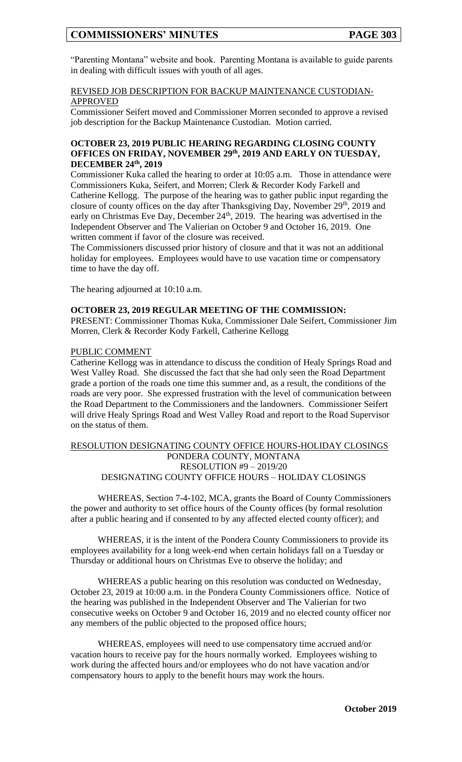"Parenting Montana" website and book. Parenting Montana is available to guide parents in dealing with difficult issues with youth of all ages.

REVISED JOB DESCRIPTION FOR BACKUP MAINTENANCE CUSTODIAN-APPROVED

Commissioner Seifert moved and Commissioner Morren seconded to approve a revised job description for the Backup Maintenance Custodian. Motion carried.

**OCTOBER 23, 2019 PUBLIC HEARING REGARDING CLOSING COUNTY OFFICES ON FRIDAY, NOVEMBER 29th, 2019 AND EARLY ON TUESDAY, DECEMBER 24th, 2019**

Commissioner Kuka called the hearing to order at 10:05 a.m. Those in attendance were Commissioners Kuka, Seifert, and Morren; Clerk & Recorder Kody Farkell and Catherine Kellogg. The purpose of the hearing was to gather public input regarding the closure of county offices on the day after Thanksgiving Day, November 29th, 2019 and early on Christmas Eve Day, December 24th, 2019. The hearing was advertised in the Independent Observer and The Valierian on October 9 and October 16, 2019. One written comment if favor of the closure was received.

The Commissioners discussed prior history of closure and that it was not an additional holiday for employees. Employees would have to use vacation time or compensatory time to have the day off.

The hearing adjourned at 10:10 a.m.

**OCTOBER 23, 2019 REGULAR MEETING OF THE COMMISSION:**

PRESENT: Commissioner Thomas Kuka, Commissioner Dale Seifert, Commissioner Jim Morren, Clerk & Recorder Kody Farkell, Catherine Kellogg

PUBLIC COMMENT

Catherine Kellogg was in attendance to discuss the condition of Healy Springs Road and West Valley Road. She discussed the fact that she had only seen the Road Department grade a portion of the roads one time this summer and, as a result, the conditions of the roads are very poor. She expressed frustration with the level of communication between the Road Department to the Commissioners and the landowners. Commissioner Seifert will drive Healy Springs Road and West Valley Road and report to the Road Supervisor on the status of them.

RESOLUTION DESIGNATING COUNTY OFFICE HOURS-HOLIDAY CLOSINGS

PONDERA COUNTY, MONTANA
RESOLUTION #9 – 2019/20
DESIGNATING COUNTY OFFICE HOURS – HOLIDAY CLOSINGS

WHEREAS, Section 7-4-102, MCA, grants the Board of County Commissioners the power and authority to set office hours of the County offices (by formal resolution after a public hearing and if consented to by any affected elected county officer); and

WHEREAS, it is the intent of the Pondera County Commissioners to provide its employees availability for a long week-end when certain holidays fall on a Tuesday or Thursday or additional hours on Christmas Eve to observe the holiday; and

WHEREAS a public hearing on this resolution was conducted on Wednesday, October 23, 2019 at 10:00 a.m. in the Pondera County Commissioners office. Notice of the hearing was published in the Independent Observer and The Valierian for two consecutive weeks on October 9 and October 16, 2019 and no elected county officer nor any members of the public objected to the proposed office hours;

WHEREAS, employees will need to use compensatory time accrued and/or vacation hours to receive pay for the hours normally worked. Employees wishing to work during the affected hours and/or employees who do not have vacation and/or compensatory hours to apply to the benefit hours may work the hours.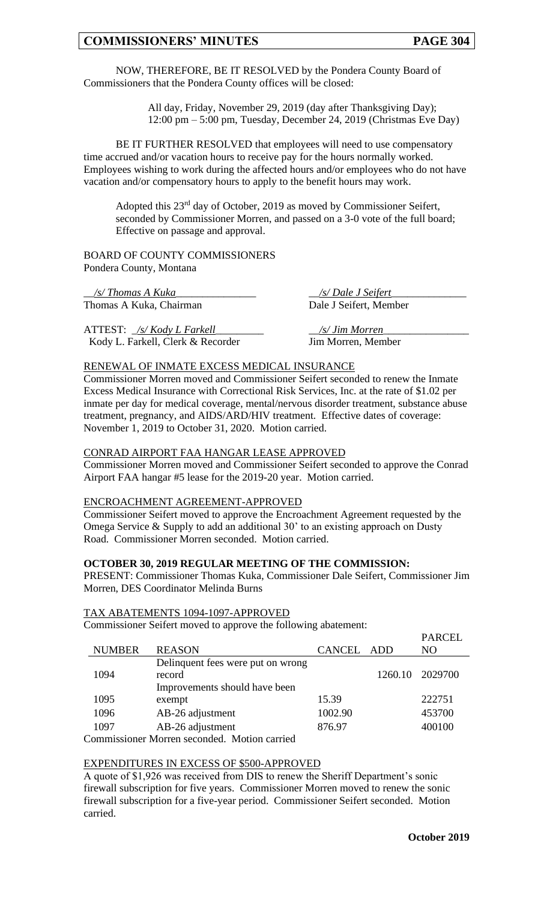NOW, THEREFORE, BE IT RESOLVED by the Pondera County Board of Commissioners that the Pondera County offices will be closed:

> All day, Friday, November 29, 2019 (day after Thanksgiving Day);
> 12:00 pm – 5:00 pm, Tuesday, December 24, 2019 (Christmas Eve Day)

BE IT FURTHER RESOLVED that employees will need to use compensatory time accrued and/or vacation hours to receive pay for the hours normally worked. Employees wishing to work during the affected hours and/or employees who do not have vacation and/or compensatory hours to apply to the benefit hours may work.

Adopted this 23rd day of October, 2019 as moved by Commissioner Seifert, seconded by Commissioner Morren, and passed on a 3-0 vote of the full board; Effective on passage and approval.

BOARD OF COUNTY COMMISSIONERS
Pondera County, Montana

*/s/ Thomas A Kuka*
Thomas A Kuka, Chairman

*/s/ Dale J Seifert*
Dale J Seifert, Member

ATTEST: */s/ Kody L Farkell*
Kody L. Farkell, Clerk & Recorder

*/s/ Jim Morren*
Jim Morren, Member

RENEWAL OF INMATE EXCESS MEDICAL INSURANCE

Commissioner Morren moved and Commissioner Seifert seconded to renew the Inmate Excess Medical Insurance with Correctional Risk Services, Inc. at the rate of $1.02 per inmate per day for medical coverage, mental/nervous disorder treatment, substance abuse treatment, pregnancy, and AIDS/ARD/HIV treatment. Effective dates of coverage: November 1, 2019 to October 31, 2020. Motion carried.

CONRAD AIRPORT FAA HANGAR LEASE APPROVED

Commissioner Morren moved and Commissioner Seifert seconded to approve the Conrad Airport FAA hangar #5 lease for the 2019-20 year. Motion carried.

ENCROACHMENT AGREEMENT-APPROVED

Commissioner Seifert moved to approve the Encroachment Agreement requested by the Omega Service & Supply to add an additional 30' to an existing approach on Dusty Road. Commissioner Morren seconded. Motion carried.

**OCTOBER 30, 2019 REGULAR MEETING OF THE COMMISSION:**

PRESENT: Commissioner Thomas Kuka, Commissioner Dale Seifert, Commissioner Jim Morren, DES Coordinator Melinda Burns

TAX ABATEMENTS 1094-1097-APPROVED

Commissioner Seifert moved to approve the following abatement:

| NUMBER | REASON | CANCEL | ADD | PARCEL NO |
|---|---|---|---|---|
| 1094 | Delinquent fees were put on wrong record | | 1260.10 | 2029700 |
| 1095 | Improvements should have been exempt | 15.39 | | 222751 |
| 1096 | AB-26 adjustment | 1002.90 | | 453700 |
| 1097 | AB-26 adjustment | 876.97 | | 400100 |

Commissioner Morren seconded. Motion carried

EXPENDITURES IN EXCESS OF $500-APPROVED

A quote of $1,926 was received from DIS to renew the Sheriff Department's sonic firewall subscription for five years. Commissioner Morren moved to renew the sonic firewall subscription for a five-year period. Commissioner Seifert seconded. Motion carried.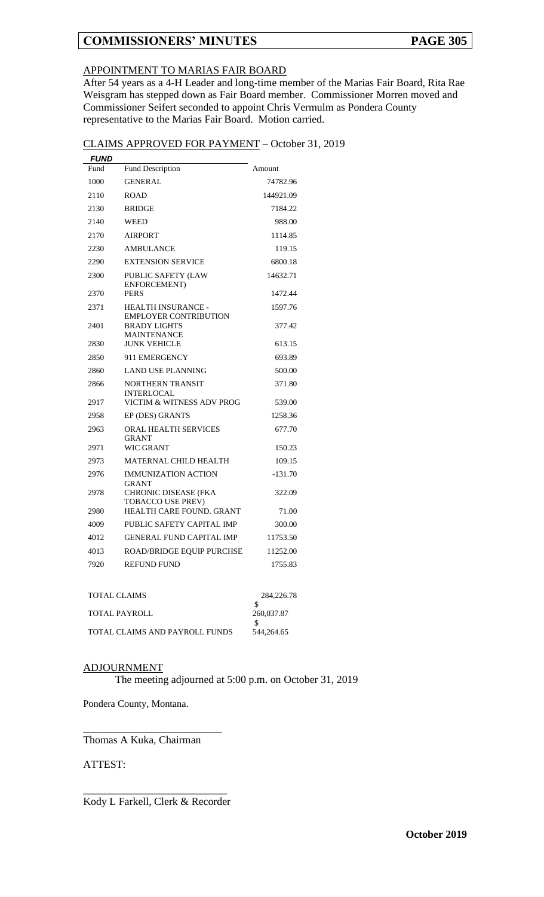## APPOINTMENT TO MARIAS FAIR BOARD

After 54 years as a 4-H Leader and long-time member of the Marias Fair Board, Rita Rae Weisgram has stepped down as Fair Board member. Commissioner Morren moved and Commissioner Seifert seconded to appoint Chris Vermulm as Pondera County representative to the Marias Fair Board. Motion carried.

## CLAIMS APPROVED FOR PAYMENT – October 31, 2019

***FUND***

| Fund | Fund Description | Amount |
|---|---|---|
| 1000 | GENERAL | 74782.96 |
| 2110 | ROAD | 144921.09 |
| 2130 | BRIDGE | 7184.22 |
| 2140 | WEED | 988.00 |
| 2170 | AIRPORT | 1114.85 |
| 2230 | AMBULANCE | 119.15 |
| 2290 | EXTENSION SERVICE | 6800.18 |
| 2300 | PUBLIC SAFETY (LAW ENFORCEMENT) | 14632.71 |
| 2370 | PERS | 1472.44 |
| 2371 | HEALTH INSURANCE - EMPLOYER CONTRIBUTION | 1597.76 |
| 2401 | BRADY LIGHTS MAINTENANCE | 377.42 |
| 2830 | JUNK VEHICLE | 613.15 |
| 2850 | 911 EMERGENCY | 693.89 |
| 2860 | LAND USE PLANNING | 500.00 |
| 2866 | NORTHERN TRANSIT INTERLOCAL | 371.80 |
| 2917 | VICTIM & WITNESS ADV PROG | 539.00 |
| 2958 | EP (DES) GRANTS | 1258.36 |
| 2963 | ORAL HEALTH SERVICES GRANT | 677.70 |
| 2971 | WIC GRANT | 150.23 |
| 2973 | MATERNAL CHILD HEALTH | 109.15 |
| 2976 | IMMUNIZATION ACTION GRANT | -131.70 |
| 2978 | CHRONIC DISEASE (FKA TOBACCO USE PREV) | 322.09 |
| 2980 | HEALTH CARE FOUND. GRANT | 71.00 |
| 4009 | PUBLIC SAFETY CAPITAL IMP | 300.00 |
| 4012 | GENERAL FUND CAPITAL IMP | 11753.50 |
| 4013 | ROAD/BRIDGE EQUIP PURCHSE | 11252.00 |
| 7920 | REFUND FUND | 1755.83 |

| | |
|---|---|
| TOTAL CLAIMS | 284,226.78 |
| TOTAL PAYROLL | $ 260,037.87 |
| TOTAL CLAIMS AND PAYROLL FUNDS | $ 544,264.65 |

## ADJOURNMENT

The meeting adjourned at 5:00 p.m. on October 31, 2019

Pondera County, Montana.

\_\_\_\_\_\_\_\_\_\_\_\_\_\_\_\_\_\_\_\_\_\_\_\_\_\_

Thomas A Kuka, Chairman

ATTEST:

\_\_\_\_\_\_\_\_\_\_\_\_\_\_\_\_\_\_\_\_\_\_\_\_\_\_\_

Kody L Farkell, Clerk & Recorder